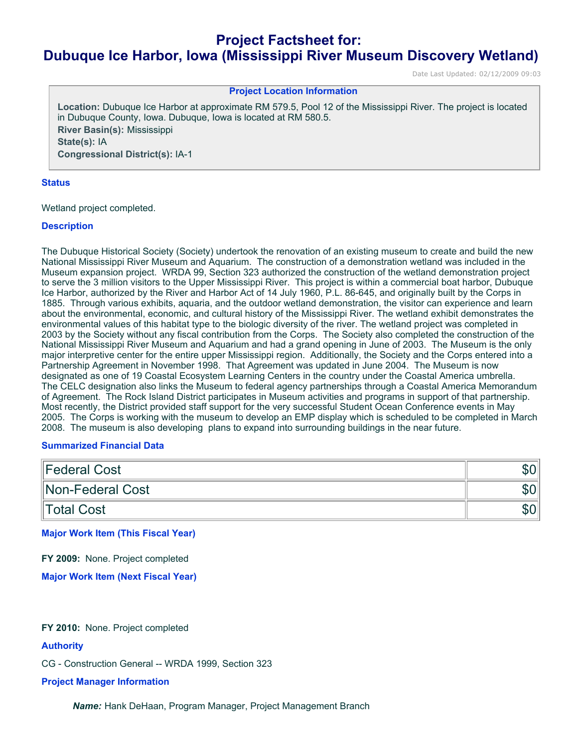# Project Factsheet for:
# Dubuque Ice Harbor, Iowa (Mississippi River Museum Discovery Wetland)

Date Last Updated: 02/12/2009 09:03

### Project Location Information

**Location:** Dubuque Ice Harbor at approximate RM 579.5, Pool 12 of the Mississippi River. The project is located in Dubuque County, Iowa. Dubuque, Iowa is located at RM 580.5.

**River Basin(s):** Mississippi

**State(s):** IA

**Congressional District(s):** IA-1

### Status

Wetland project completed.

### Description

The Dubuque Historical Society (Society) undertook the renovation of an existing museum to create and build the new National Mississippi River Museum and Aquarium. The construction of a demonstration wetland was included in the Museum expansion project. WRDA 99, Section 323 authorized the construction of the wetland demonstration project to serve the 3 million visitors to the Upper Mississippi River. This project is within a commercial boat harbor, Dubuque Ice Harbor, authorized by the River and Harbor Act of 14 July 1960, P.L. 86-645, and originally built by the Corps in 1885. Through various exhibits, aquaria, and the outdoor wetland demonstration, the visitor can experience and learn about the environmental, economic, and cultural history of the Mississippi River. The wetland exhibit demonstrates the environmental values of this habitat type to the biologic diversity of the river. The wetland project was completed in 2003 by the Society without any fiscal contribution from the Corps. The Society also completed the construction of the National Mississippi River Museum and Aquarium and had a grand opening in June of 2003. The Museum is the only major interpretive center for the entire upper Mississippi region. Additionally, the Society and the Corps entered into a Partnership Agreement in November 1998. That Agreement was updated in June 2004. The Museum is now designated as one of 19 Coastal Ecosystem Learning Centers in the country under the Coastal America umbrella. The CELC designation also links the Museum to federal agency partnerships through a Coastal America Memorandum of Agreement. The Rock Island District participates in Museum activities and programs in support of that partnership. Most recently, the District provided staff support for the very successful Student Ocean Conference events in May 2005. The Corps is working with the museum to develop an EMP display which is scheduled to be completed in March 2008. The museum is also developing plans to expand into surrounding buildings in the near future.

### Summarized Financial Data

| | |
|---|---|
| Federal Cost | $0 |
| Non-Federal Cost | $0 |
| Total Cost | $0 |

### Major Work Item (This Fiscal Year)

**FY 2009:** None. Project completed

### Major Work Item (Next Fiscal Year)

**FY 2010:** None. Project completed

### Authority

CG - Construction General -- WRDA 1999, Section 323

### Project Manager Information

***Name:*** Hank DeHaan, Program Manager, Project Management Branch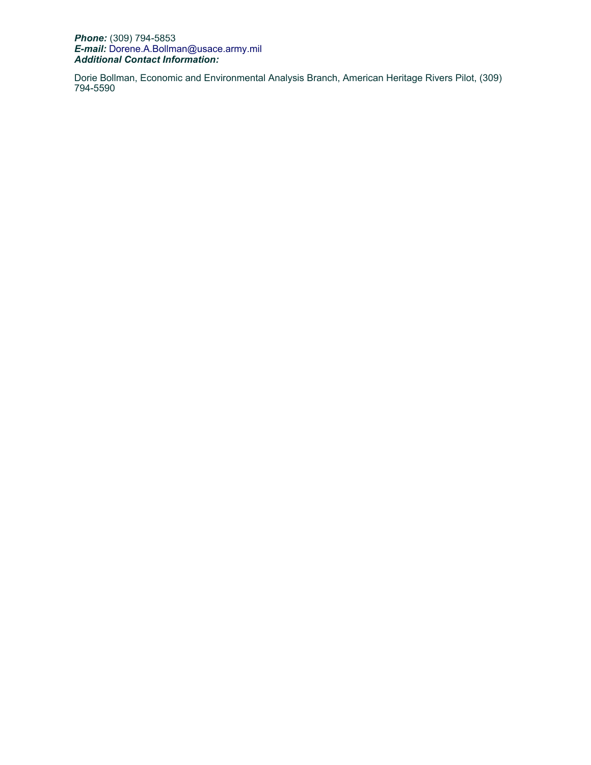***Phone:*** (309) 794-5853
***E-mail:*** Dorene.A.Bollman@usace.army.mil
***Additional Contact Information:***

Dorie Bollman, Economic and Environmental Analysis Branch, American Heritage Rivers Pilot, (309) 794-5590